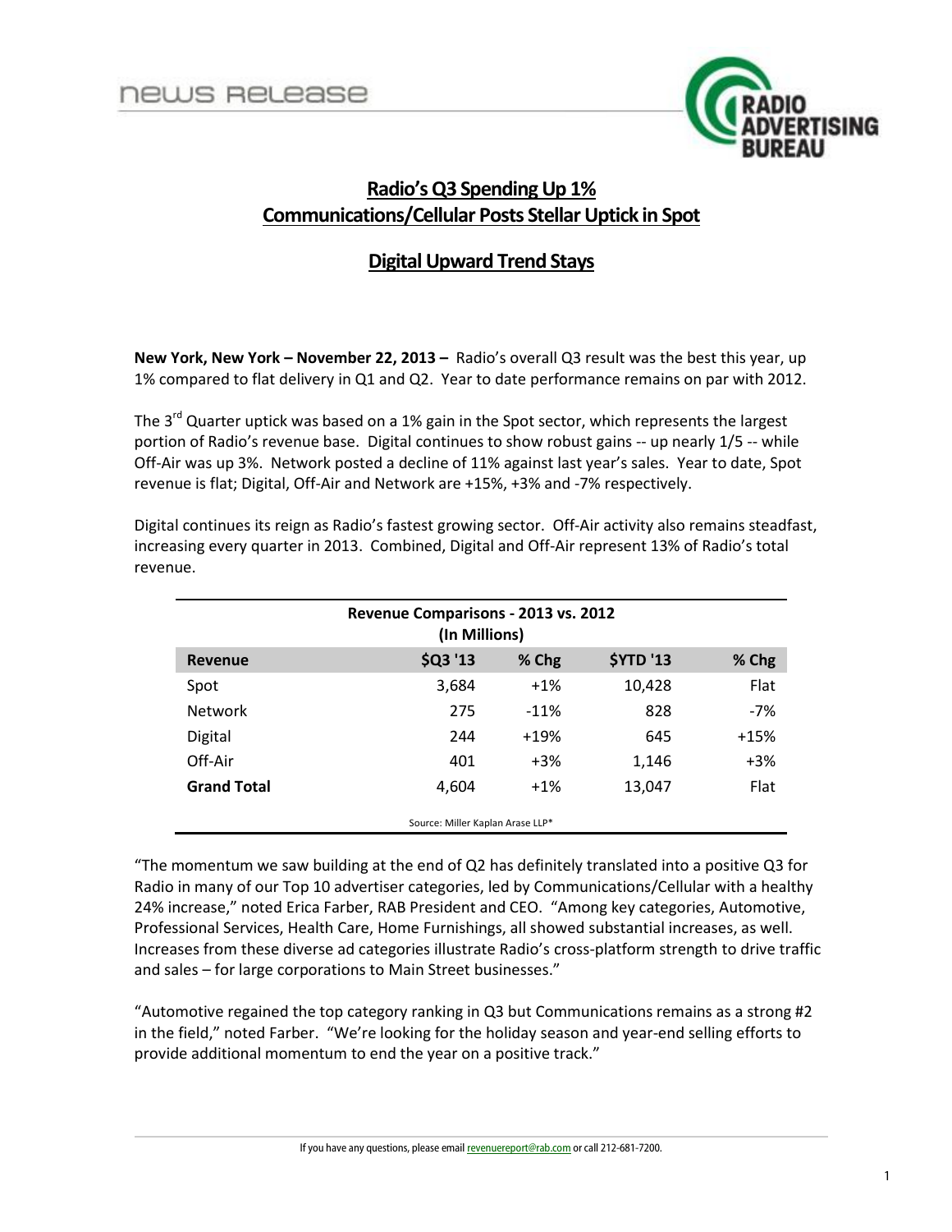news release

# Radio's Q3 Spending Up 1%
# Communications/Cellular Posts Stellar Uptick in Spot

## Digital Upward Trend Stays

**New York, New York – November 22, 2013 –** Radio's overall Q3 result was the best this year, up 1% compared to flat delivery in Q1 and Q2. Year to date performance remains on par with 2012.

The 3rd Quarter uptick was based on a 1% gain in the Spot sector, which represents the largest portion of Radio's revenue base. Digital continues to show robust gains -- up nearly 1/5 -- while Off-Air was up 3%. Network posted a decline of 11% against last year's sales. Year to date, Spot revenue is flat; Digital, Off-Air and Network are +15%, +3% and -7% respectively.

Digital continues its reign as Radio's fastest growing sector. Off-Air activity also remains steadfast, increasing every quarter in 2013. Combined, Digital and Off-Air represent 13% of Radio's total revenue.

**Revenue Comparisons - 2013 vs. 2012**
**(In Millions)**

| Revenue | $Q3 '13 | % Chg | $YTD '13 | % Chg |
|---|---|---|---|---|
| Spot | 3,684 | +1% | 10,428 | Flat |
| Network | 275 | -11% | 828 | -7% |
| Digital | 244 | +19% | 645 | +15% |
| Off-Air | 401 | +3% | 1,146 | +3% |
| **Grand Total** | 4,604 | +1% | 13,047 | Flat |

Source: Miller Kaplan Arase LLP*

"The momentum we saw building at the end of Q2 has definitely translated into a positive Q3 for Radio in many of our Top 10 advertiser categories, led by Communications/Cellular with a healthy 24% increase," noted Erica Farber, RAB President and CEO. "Among key categories, Automotive, Professional Services, Health Care, Home Furnishings, all showed substantial increases, as well. Increases from these diverse ad categories illustrate Radio's cross-platform strength to drive traffic and sales – for large corporations to Main Street businesses."

"Automotive regained the top category ranking in Q3 but Communications remains as a strong #2 in the field," noted Farber. "We're looking for the holiday season and year-end selling efforts to provide additional momentum to end the year on a positive track."

If you have any questions, please email revenuereport@rab.com or call 212-681-7200.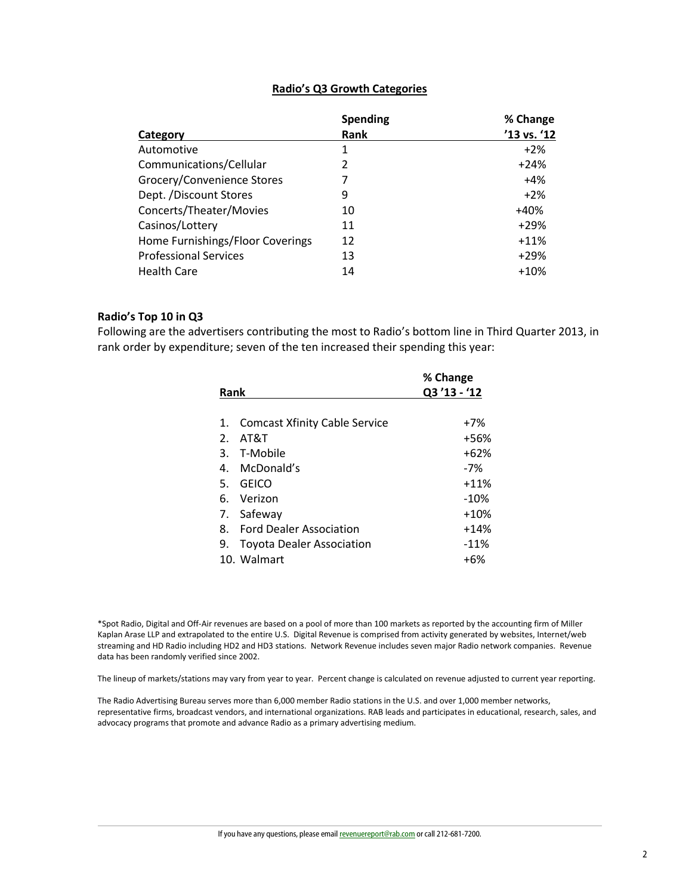## Radio's Q3 Growth Categories

| Category | Spending Rank | % Change '13 vs. '12 |
|---|---|---|
| Automotive | 1 | +2% |
| Communications/Cellular | 2 | +24% |
| Grocery/Convenience Stores | 7 | +4% |
| Dept. /Discount Stores | 9 | +2% |
| Concerts/Theater/Movies | 10 | +40% |
| Casinos/Lottery | 11 | +29% |
| Home Furnishings/Floor Coverings | 12 | +11% |
| Professional Services | 13 | +29% |
| Health Care | 14 | +10% |

**Radio's Top 10 in Q3**

Following are the advertisers contributing the most to Radio's bottom line in Third Quarter 2013, in rank order by expenditure; seven of the ten increased their spending this year:

| Rank | % Change Q3 '13 - '12 |
|---|---|
| 1. Comcast Xfinity Cable Service | +7% |
| 2. AT&T | +56% |
| 3. T-Mobile | +62% |
| 4. McDonald's | -7% |
| 5. GEICO | +11% |
| 6. Verizon | -10% |
| 7. Safeway | +10% |
| 8. Ford Dealer Association | +14% |
| 9. Toyota Dealer Association | -11% |
| 10. Walmart | +6% |

*Spot Radio, Digital and Off-Air revenues are based on a pool of more than 100 markets as reported by the accounting firm of Miller Kaplan Arase LLP and extrapolated to the entire U.S. Digital Revenue is comprised from activity generated by websites, Internet/web streaming and HD Radio including HD2 and HD3 stations. Network Revenue includes seven major Radio network companies. Revenue data has been randomly verified since 2002.

The lineup of markets/stations may vary from year to year. Percent change is calculated on revenue adjusted to current year reporting.

The Radio Advertising Bureau serves more than 6,000 member Radio stations in the U.S. and over 1,000 member networks, representative firms, broadcast vendors, and international organizations. RAB leads and participates in educational, research, sales, and advocacy programs that promote and advance Radio as a primary advertising medium.

If you have any questions, please email revenuereport@rab.com or call 212-681-7200.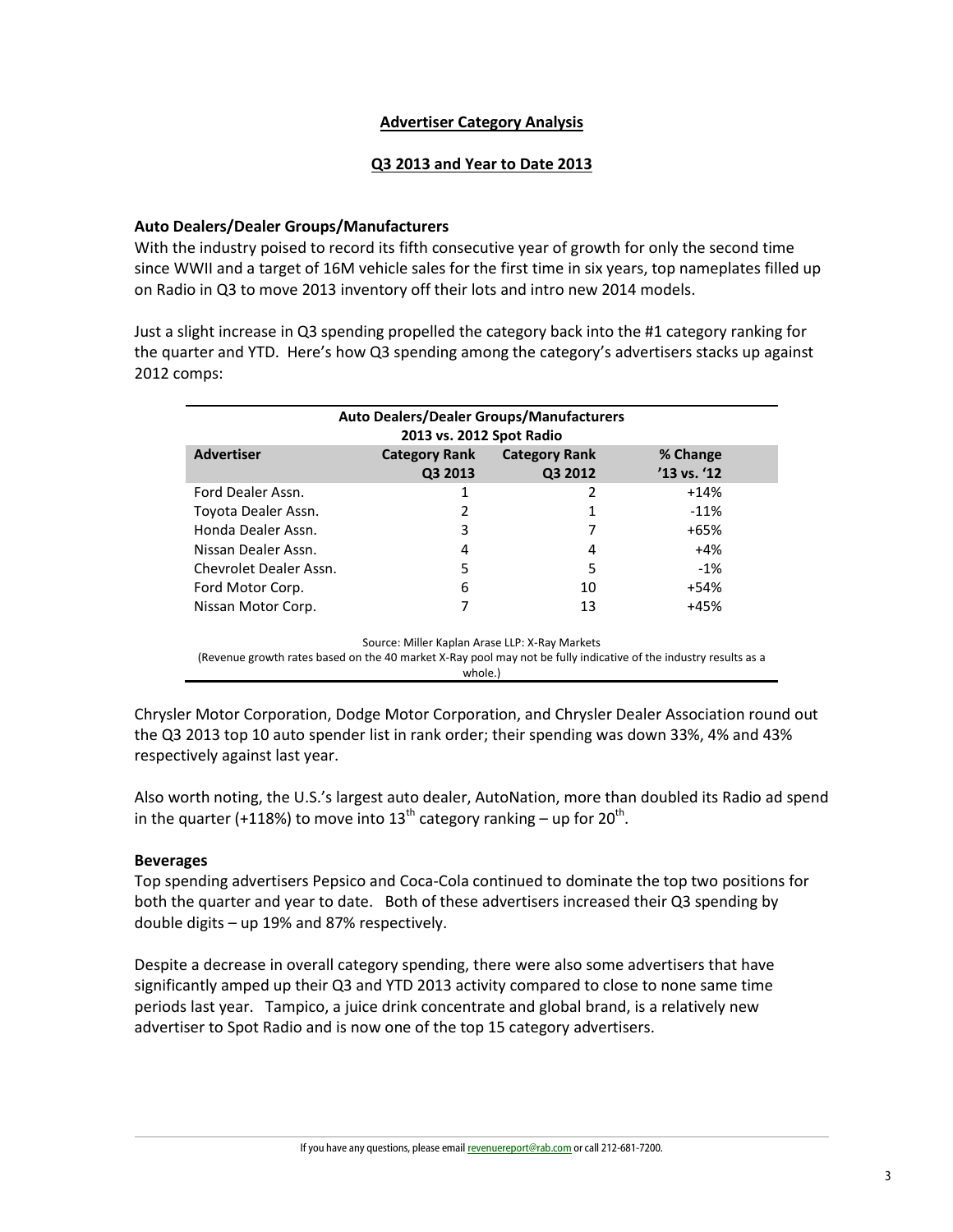## Advertiser Category Analysis

## Q3 2013 and Year to Date 2013

### Auto Dealers/Dealer Groups/Manufacturers

With the industry poised to record its fifth consecutive year of growth for only the second time since WWII and a target of 16M vehicle sales for the first time in six years, top nameplates filled up on Radio in Q3 to move 2013 inventory off their lots and intro new 2014 models.

Just a slight increase in Q3 spending propelled the category back into the #1 category ranking for the quarter and YTD. Here's how Q3 spending among the category's advertisers stacks up against 2012 comps:

**Auto Dealers/Dealer Groups/Manufacturers**
**2013 vs. 2012 Spot Radio**

| Advertiser | Category Rank Q3 2013 | Category Rank Q3 2012 | % Change '13 vs. '12 |
|---|---|---|---|
| Ford Dealer Assn. | 1 | 2 | +14% |
| Toyota Dealer Assn. | 2 | 1 | -11% |
| Honda Dealer Assn. | 3 | 7 | +65% |
| Nissan Dealer Assn. | 4 | 4 | +4% |
| Chevrolet Dealer Assn. | 5 | 5 | -1% |
| Ford Motor Corp. | 6 | 10 | +54% |
| Nissan Motor Corp. | 7 | 13 | +45% |

Source: Miller Kaplan Arase LLP: X-Ray Markets
(Revenue growth rates based on the 40 market X-Ray pool may not be fully indicative of the industry results as a whole.)

Chrysler Motor Corporation, Dodge Motor Corporation, and Chrysler Dealer Association round out the Q3 2013 top 10 auto spender list in rank order; their spending was down 33%, 4% and 43% respectively against last year.

Also worth noting, the U.S.'s largest auto dealer, AutoNation, more than doubled its Radio ad spend in the quarter (+118%) to move into 13th category ranking – up for 20th.

### Beverages

Top spending advertisers Pepsico and Coca-Cola continued to dominate the top two positions for both the quarter and year to date. Both of these advertisers increased their Q3 spending by double digits – up 19% and 87% respectively.

Despite a decrease in overall category spending, there were also some advertisers that have significantly amped up their Q3 and YTD 2013 activity compared to close to none same time periods last year. Tampico, a juice drink concentrate and global brand, is a relatively new advertiser to Spot Radio and is now one of the top 15 category advertisers.

If you have any questions, please email revenuereport@rab.com or call 212-681-7200.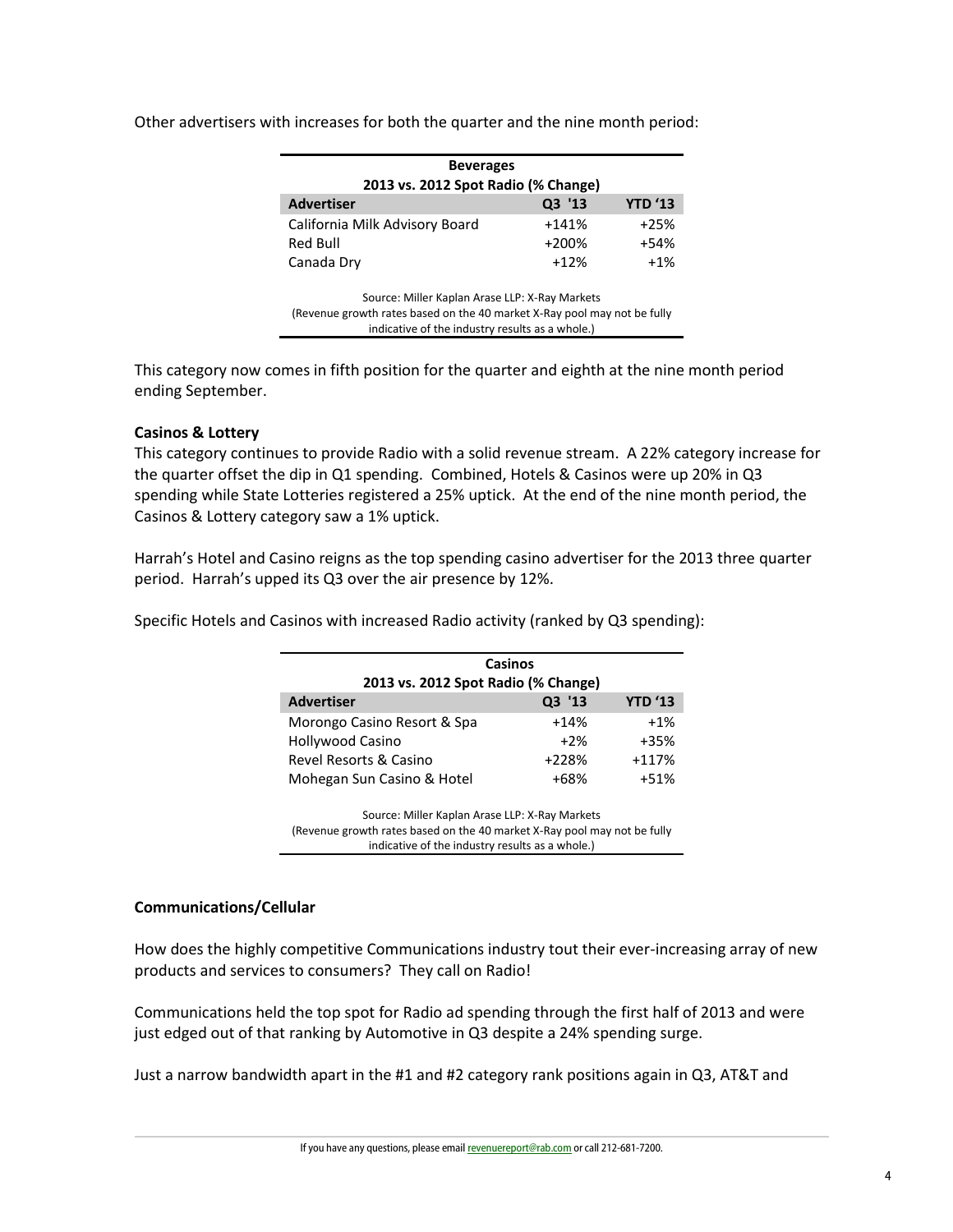Other advertisers with increases for both the quarter and the nine month period:

| Beverages | | |
|---|---|---|
| 2013 vs. 2012 Spot Radio (% Change) | | |
| **Advertiser** | **Q3 '13** | **YTD '13** |
| California Milk Advisory Board | +141% | +25% |
| Red Bull | +200% | +54% |
| Canada Dry | +12% | +1% |

Source: Miller Kaplan Arase LLP: X-Ray Markets
(Revenue growth rates based on the 40 market X-Ray pool may not be fully indicative of the industry results as a whole.)

This category now comes in fifth position for the quarter and eighth at the nine month period ending September.

**Casinos & Lottery**

This category continues to provide Radio with a solid revenue stream. A 22% category increase for the quarter offset the dip in Q1 spending. Combined, Hotels & Casinos were up 20% in Q3 spending while State Lotteries registered a 25% uptick. At the end of the nine month period, the Casinos & Lottery category saw a 1% uptick.

Harrah's Hotel and Casino reigns as the top spending casino advertiser for the 2013 three quarter period. Harrah's upped its Q3 over the air presence by 12%.

Specific Hotels and Casinos with increased Radio activity (ranked by Q3 spending):

| Casinos | | |
|---|---|---|
| 2013 vs. 2012 Spot Radio (% Change) | | |
| **Advertiser** | **Q3 '13** | **YTD '13** |
| Morongo Casino Resort & Spa | +14% | +1% |
| Hollywood Casino | +2% | +35% |
| Revel Resorts & Casino | +228% | +117% |
| Mohegan Sun Casino & Hotel | +68% | +51% |

Source: Miller Kaplan Arase LLP: X-Ray Markets
(Revenue growth rates based on the 40 market X-Ray pool may not be fully indicative of the industry results as a whole.)

**Communications/Cellular**

How does the highly competitive Communications industry tout their ever-increasing array of new products and services to consumers? They call on Radio!

Communications held the top spot for Radio ad spending through the first half of 2013 and were just edged out of that ranking by Automotive in Q3 despite a 24% spending surge.

Just a narrow bandwidth apart in the #1 and #2 category rank positions again in Q3, AT&T and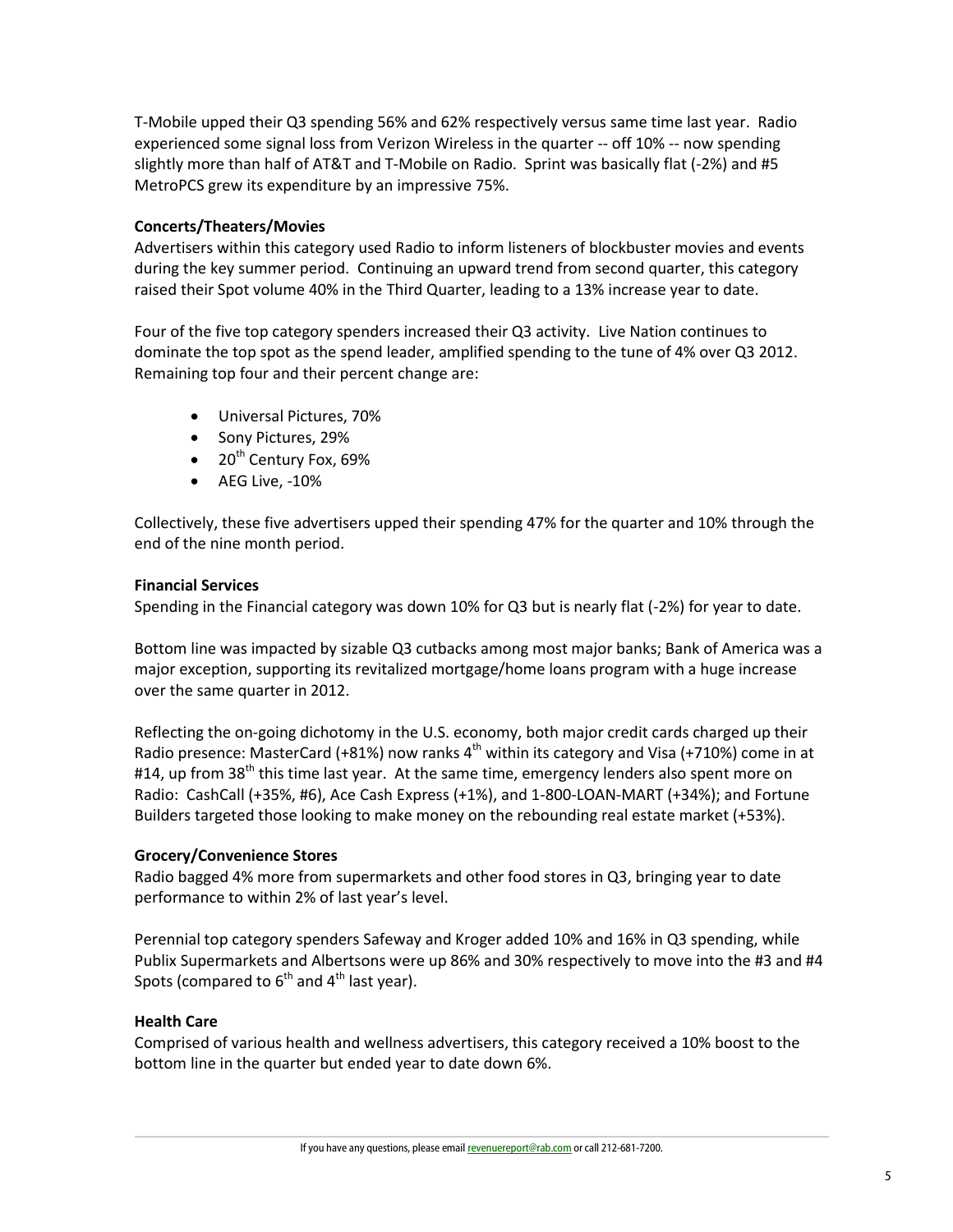T-Mobile upped their Q3 spending 56% and 62% respectively versus same time last year. Radio experienced some signal loss from Verizon Wireless in the quarter -- off 10% -- now spending slightly more than half of AT&T and T-Mobile on Radio. Sprint was basically flat (-2%) and #5 MetroPCS grew its expenditure by an impressive 75%.

**Concerts/Theaters/Movies**

Advertisers within this category used Radio to inform listeners of blockbuster movies and events during the key summer period. Continuing an upward trend from second quarter, this category raised their Spot volume 40% in the Third Quarter, leading to a 13% increase year to date.

Four of the five top category spenders increased their Q3 activity. Live Nation continues to dominate the top spot as the spend leader, amplified spending to the tune of 4% over Q3 2012. Remaining top four and their percent change are:

- Universal Pictures, 70%
- Sony Pictures, 29%
- 20th Century Fox, 69%
- AEG Live, -10%

Collectively, these five advertisers upped their spending 47% for the quarter and 10% through the end of the nine month period.

**Financial Services**

Spending in the Financial category was down 10% for Q3 but is nearly flat (-2%) for year to date.

Bottom line was impacted by sizable Q3 cutbacks among most major banks; Bank of America was a major exception, supporting its revitalized mortgage/home loans program with a huge increase over the same quarter in 2012.

Reflecting the on-going dichotomy in the U.S. economy, both major credit cards charged up their Radio presence: MasterCard (+81%) now ranks 4th within its category and Visa (+710%) come in at #14, up from 38th this time last year. At the same time, emergency lenders also spent more on Radio: CashCall (+35%, #6), Ace Cash Express (+1%), and 1-800-LOAN-MART (+34%); and Fortune Builders targeted those looking to make money on the rebounding real estate market (+53%).

**Grocery/Convenience Stores**

Radio bagged 4% more from supermarkets and other food stores in Q3, bringing year to date performance to within 2% of last year's level.

Perennial top category spenders Safeway and Kroger added 10% and 16% in Q3 spending, while Publix Supermarkets and Albertsons were up 86% and 30% respectively to move into the #3 and #4 Spots (compared to 6th and 4th last year).

**Health Care**

Comprised of various health and wellness advertisers, this category received a 10% boost to the bottom line in the quarter but ended year to date down 6%.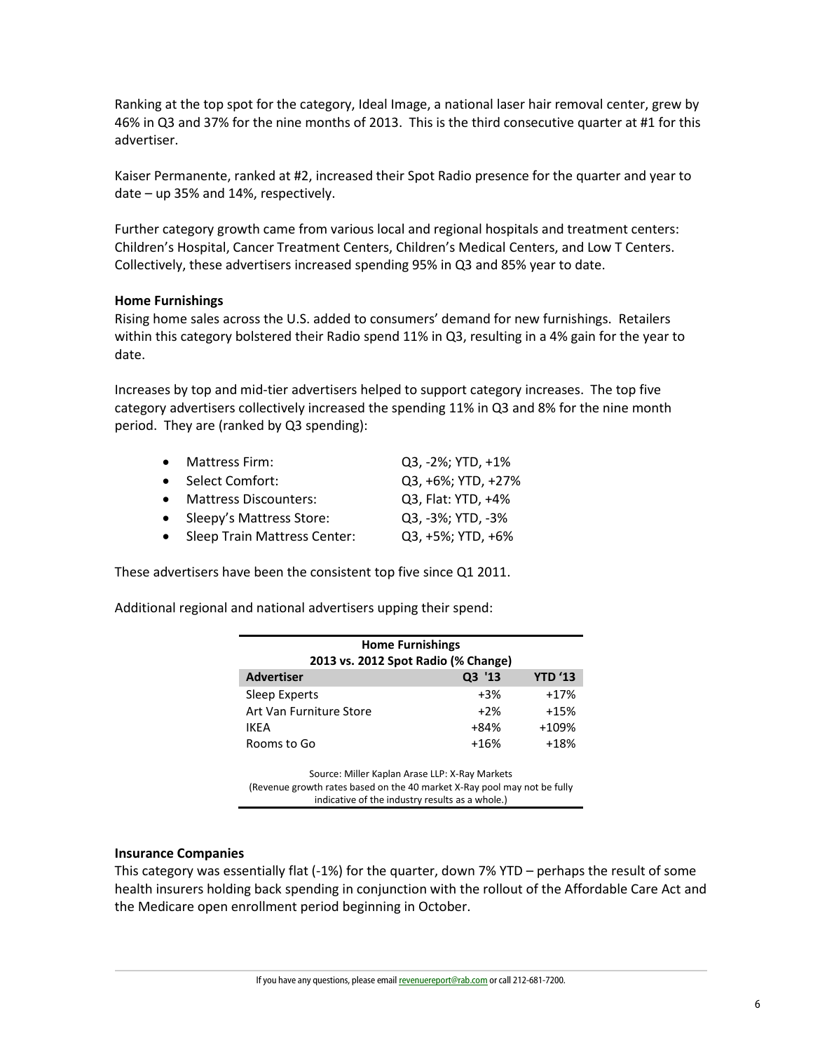Ranking at the top spot for the category, Ideal Image, a national laser hair removal center, grew by 46% in Q3 and 37% for the nine months of 2013. This is the third consecutive quarter at #1 for this advertiser.

Kaiser Permanente, ranked at #2, increased their Spot Radio presence for the quarter and year to date – up 35% and 14%, respectively.

Further category growth came from various local and regional hospitals and treatment centers: Children's Hospital, Cancer Treatment Centers, Children's Medical Centers, and Low T Centers. Collectively, these advertisers increased spending 95% in Q3 and 85% year to date.

**Home Furnishings**

Rising home sales across the U.S. added to consumers' demand for new furnishings. Retailers within this category bolstered their Radio spend 11% in Q3, resulting in a 4% gain for the year to date.

Increases by top and mid-tier advertisers helped to support category increases. The top five category advertisers collectively increased the spending 11% in Q3 and 8% for the nine month period. They are (ranked by Q3 spending):

- Mattress Firm: Q3, -2%; YTD, +1%
- Select Comfort: Q3, +6%; YTD, +27%
- Mattress Discounters: Q3, Flat: YTD, +4%
- Sleepy's Mattress Store: Q3, -3%; YTD, -3%
- Sleep Train Mattress Center: Q3, +5%; YTD, +6%

These advertisers have been the consistent top five since Q1 2011.

Additional regional and national advertisers upping their spend:

**Home Furnishings**
**2013 vs. 2012 Spot Radio (% Change)**

| Advertiser | Q3 '13 | YTD '13 |
|---|---|---|
| Sleep Experts | +3% | +17% |
| Art Van Furniture Store | +2% | +15% |
| IKEA | +84% | +109% |
| Rooms to Go | +16% | +18% |

Source: Miller Kaplan Arase LLP: X-Ray Markets
(Revenue growth rates based on the 40 market X-Ray pool may not be fully indicative of the industry results as a whole.)

**Insurance Companies**

This category was essentially flat (-1%) for the quarter, down 7% YTD – perhaps the result of some health insurers holding back spending in conjunction with the rollout of the Affordable Care Act and the Medicare open enrollment period beginning in October.

If you have any questions, please email revenuereport@rab.com or call 212-681-7200.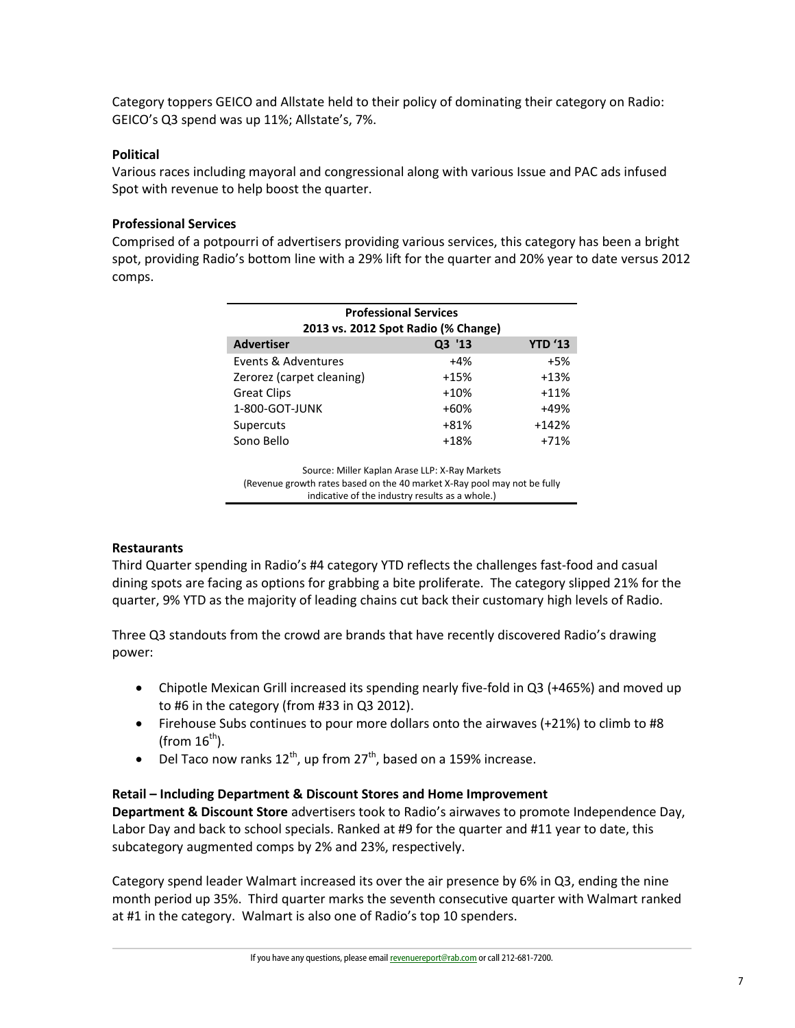Category toppers GEICO and Allstate held to their policy of dominating their category on Radio: GEICO's Q3 spend was up 11%; Allstate's, 7%.

**Political**

Various races including mayoral and congressional along with various Issue and PAC ads infused Spot with revenue to help boost the quarter.

**Professional Services**

Comprised of a potpourri of advertisers providing various services, this category has been a bright spot, providing Radio's bottom line with a 29% lift for the quarter and 20% year to date versus 2012 comps.

| Professional Services 2013 vs. 2012 Spot Radio (% Change) | | |
|---|---|---|
| **Advertiser** | **Q3 '13** | **YTD '13** |
| Events & Adventures | +4% | +5% |
| Zerorez (carpet cleaning) | +15% | +13% |
| Great Clips | +10% | +11% |
| 1-800-GOT-JUNK | +60% | +49% |
| Supercuts | +81% | +142% |
| Sono Bello | +18% | +71% |

Source: Miller Kaplan Arase LLP: X-Ray Markets
(Revenue growth rates based on the 40 market X-Ray pool may not be fully indicative of the industry results as a whole.)

**Restaurants**

Third Quarter spending in Radio's #4 category YTD reflects the challenges fast-food and casual dining spots are facing as options for grabbing a bite proliferate. The category slipped 21% for the quarter, 9% YTD as the majority of leading chains cut back their customary high levels of Radio.

Three Q3 standouts from the crowd are brands that have recently discovered Radio's drawing power:

- Chipotle Mexican Grill increased its spending nearly five-fold in Q3 (+465%) and moved up to #6 in the category (from #33 in Q3 2012).
- Firehouse Subs continues to pour more dollars onto the airwaves (+21%) to climb to #8 (from 16th).
- Del Taco now ranks 12th, up from 27th, based on a 159% increase.

**Retail – Including Department & Discount Stores and Home Improvement**

**Department & Discount Store** advertisers took to Radio's airwaves to promote Independence Day, Labor Day and back to school specials. Ranked at #9 for the quarter and #11 year to date, this subcategory augmented comps by 2% and 23%, respectively.

Category spend leader Walmart increased its over the air presence by 6% in Q3, ending the nine month period up 35%. Third quarter marks the seventh consecutive quarter with Walmart ranked at #1 in the category. Walmart is also one of Radio's top 10 spenders.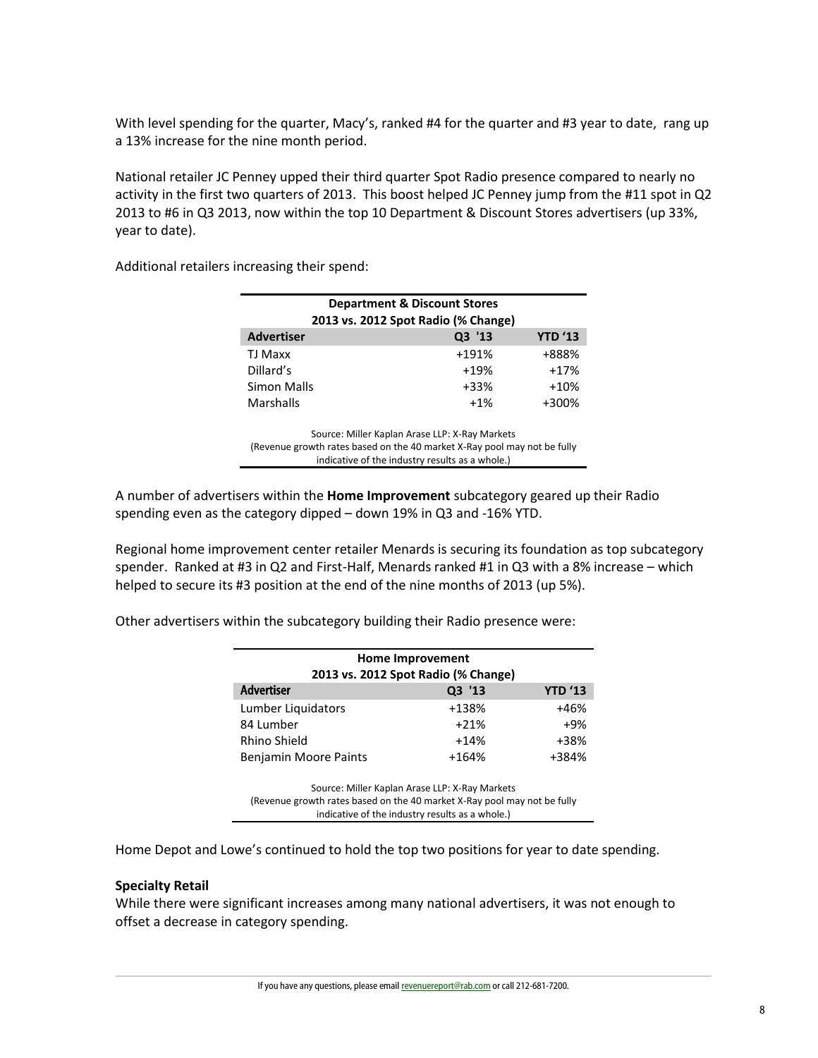With level spending for the quarter, Macy's, ranked #4 for the quarter and #3 year to date, rang up a 13% increase for the nine month period.

National retailer JC Penney upped their third quarter Spot Radio presence compared to nearly no activity in the first two quarters of 2013. This boost helped JC Penney jump from the #11 spot in Q2 2013 to #6 in Q3 2013, now within the top 10 Department & Discount Stores advertisers (up 33%, year to date).

Additional retailers increasing their spend:

| Department & Discount Stores 2013 vs. 2012 Spot Radio (% Change) | | |
|---|---|---|
| **Advertiser** | **Q3 '13** | **YTD '13** |
| TJ Maxx | +191% | +888% |
| Dillard's | +19% | +17% |
| Simon Malls | +33% | +10% |
| Marshalls | +1% | +300% |

Source: Miller Kaplan Arase LLP: X-Ray Markets
(Revenue growth rates based on the 40 market X-Ray pool may not be fully indicative of the industry results as a whole.)

A number of advertisers within the **Home Improvement** subcategory geared up their Radio spending even as the category dipped – down 19% in Q3 and -16% YTD.

Regional home improvement center retailer Menards is securing its foundation as top subcategory spender. Ranked at #3 in Q2 and First-Half, Menards ranked #1 in Q3 with a 8% increase – which helped to secure its #3 position at the end of the nine months of 2013 (up 5%).

Other advertisers within the subcategory building their Radio presence were:

| Home Improvement 2013 vs. 2012 Spot Radio (% Change) | | |
|---|---|---|
| **Advertiser** | **Q3 '13** | **YTD '13** |
| Lumber Liquidators | +138% | +46% |
| 84 Lumber | +21% | +9% |
| Rhino Shield | +14% | +38% |
| Benjamin Moore Paints | +164% | +384% |

Source: Miller Kaplan Arase LLP: X-Ray Markets
(Revenue growth rates based on the 40 market X-Ray pool may not be fully indicative of the industry results as a whole.)

Home Depot and Lowe's continued to hold the top two positions for year to date spending.

**Specialty Retail**

While there were significant increases among many national advertisers, it was not enough to offset a decrease in category spending.

If you have any questions, please email revenuereport@rab.com or call 212-681-7200.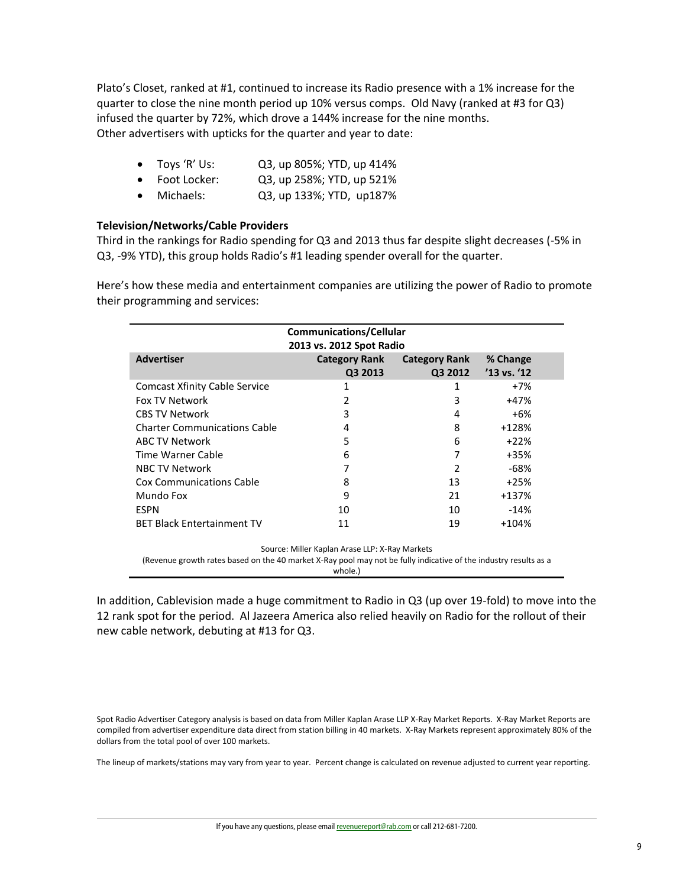Plato's Closet, ranked at #1, continued to increase its Radio presence with a 1% increase for the quarter to close the nine month period up 10% versus comps. Old Navy (ranked at #3 for Q3) infused the quarter by 72%, which drove a 144% increase for the nine months.
Other advertisers with upticks for the quarter and year to date:

- Toys 'R' Us: Q3, up 805%; YTD, up 414%
- Foot Locker: Q3, up 258%; YTD, up 521%
- Michaels: Q3, up 133%; YTD, up187%

**Television/Networks/Cable Providers**

Third in the rankings for Radio spending for Q3 and 2013 thus far despite slight decreases (-5% in Q3, -9% YTD), this group holds Radio's #1 leading spender overall for the quarter.

Here's how these media and entertainment companies are utilizing the power of Radio to promote their programming and services:

**Communications/Cellular**
**2013 vs. 2012 Spot Radio**

| Advertiser | Category Rank Q3 2013 | Category Rank Q3 2012 | % Change '13 vs. '12 |
|---|---|---|---|
| Comcast Xfinity Cable Service | 1 | 1 | +7% |
| Fox TV Network | 2 | 3 | +47% |
| CBS TV Network | 3 | 4 | +6% |
| Charter Communications Cable | 4 | 8 | +128% |
| ABC TV Network | 5 | 6 | +22% |
| Time Warner Cable | 6 | 7 | +35% |
| NBC TV Network | 7 | 2 | -68% |
| Cox Communications Cable | 8 | 13 | +25% |
| Mundo Fox | 9 | 21 | +137% |
| ESPN | 10 | 10 | -14% |
| BET Black Entertainment TV | 11 | 19 | +104% |

Source: Miller Kaplan Arase LLP: X-Ray Markets
(Revenue growth rates based on the 40 market X-Ray pool may not be fully indicative of the industry results as a whole.)

In addition, Cablevision made a huge commitment to Radio in Q3 (up over 19-fold) to move into the 12 rank spot for the period. Al Jazeera America also relied heavily on Radio for the rollout of their new cable network, debuting at #13 for Q3.

Spot Radio Advertiser Category analysis is based on data from Miller Kaplan Arase LLP X-Ray Market Reports. X-Ray Market Reports are compiled from advertiser expenditure data direct from station billing in 40 markets. X-Ray Markets represent approximately 80% of the dollars from the total pool of over 100 markets.

The lineup of markets/stations may vary from year to year. Percent change is calculated on revenue adjusted to current year reporting.

If you have any questions, please email revenuereport@rab.com or call 212-681-7200.